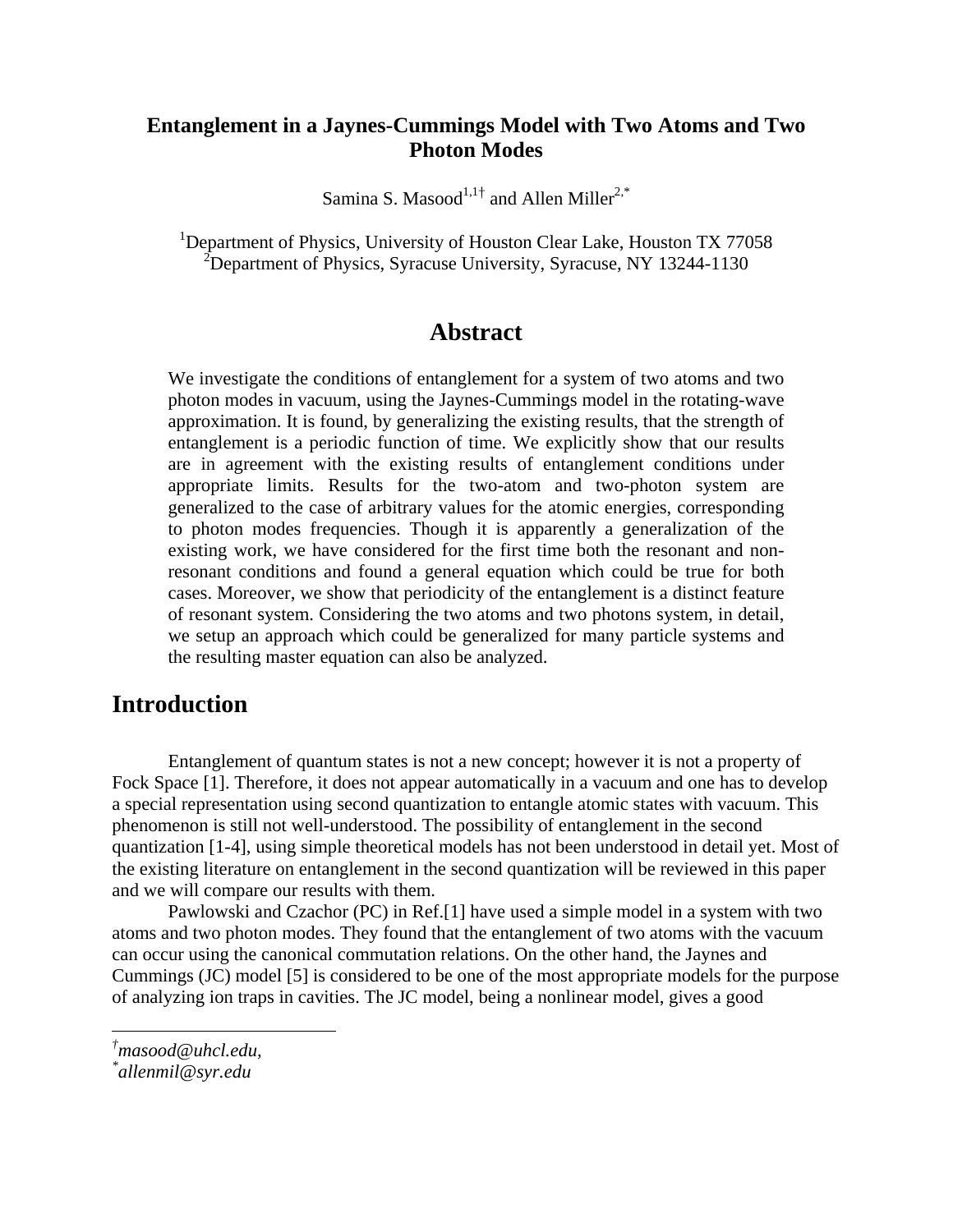# Entanglement in a Jaynes-Cummings Model with Two Atoms and Two Photon Modes

Samina S. Masood[1,1†] and Allen Miller[2,*]

[1]Department of Physics, University of Houston Clear Lake, Houston TX 77058
[2]Department of Physics, Syracuse University, Syracuse, NY 13244-1130

## Abstract

We investigate the conditions of entanglement for a system of two atoms and two photon modes in vacuum, using the Jaynes-Cummings model in the rotating-wave approximation. It is found, by generalizing the existing results, that the strength of entanglement is a periodic function of time. We explicitly show that our results are in agreement with the existing results of entanglement conditions under appropriate limits. Results for the two-atom and two-photon system are generalized to the case of arbitrary values for the atomic energies, corresponding to photon modes frequencies. Though it is apparently a generalization of the existing work, we have considered for the first time both the resonant and non-resonant conditions and found a general equation which could be true for both cases. Moreover, we show that periodicity of the entanglement is a distinct feature of resonant system. Considering the two atoms and two photons system, in detail, we setup an approach which could be generalized for many particle systems and the resulting master equation can also be analyzed.

## Introduction

Entanglement of quantum states is not a new concept; however it is not a property of Fock Space [1]. Therefore, it does not appear automatically in a vacuum and one has to develop a special representation using second quantization to entangle atomic states with vacuum. This phenomenon is still not well-understood. The possibility of entanglement in the second quantization [1-4], using simple theoretical models has not been understood in detail yet. Most of the existing literature on entanglement in the second quantization will be reviewed in this paper and we will compare our results with them.

Pawlowski and Czachor (PC) in Ref.[1] have used a simple model in a system with two atoms and two photon modes. They found that the entanglement of two atoms with the vacuum can occur using the canonical commutation relations. On the other hand, the Jaynes and Cummings (JC) model [5] is considered to be one of the most appropriate models for the purpose of analyzing ion traps in cavities. The JC model, being a nonlinear model, gives a good

---

†masood@uhcl.edu,
*allenmil@syr.edu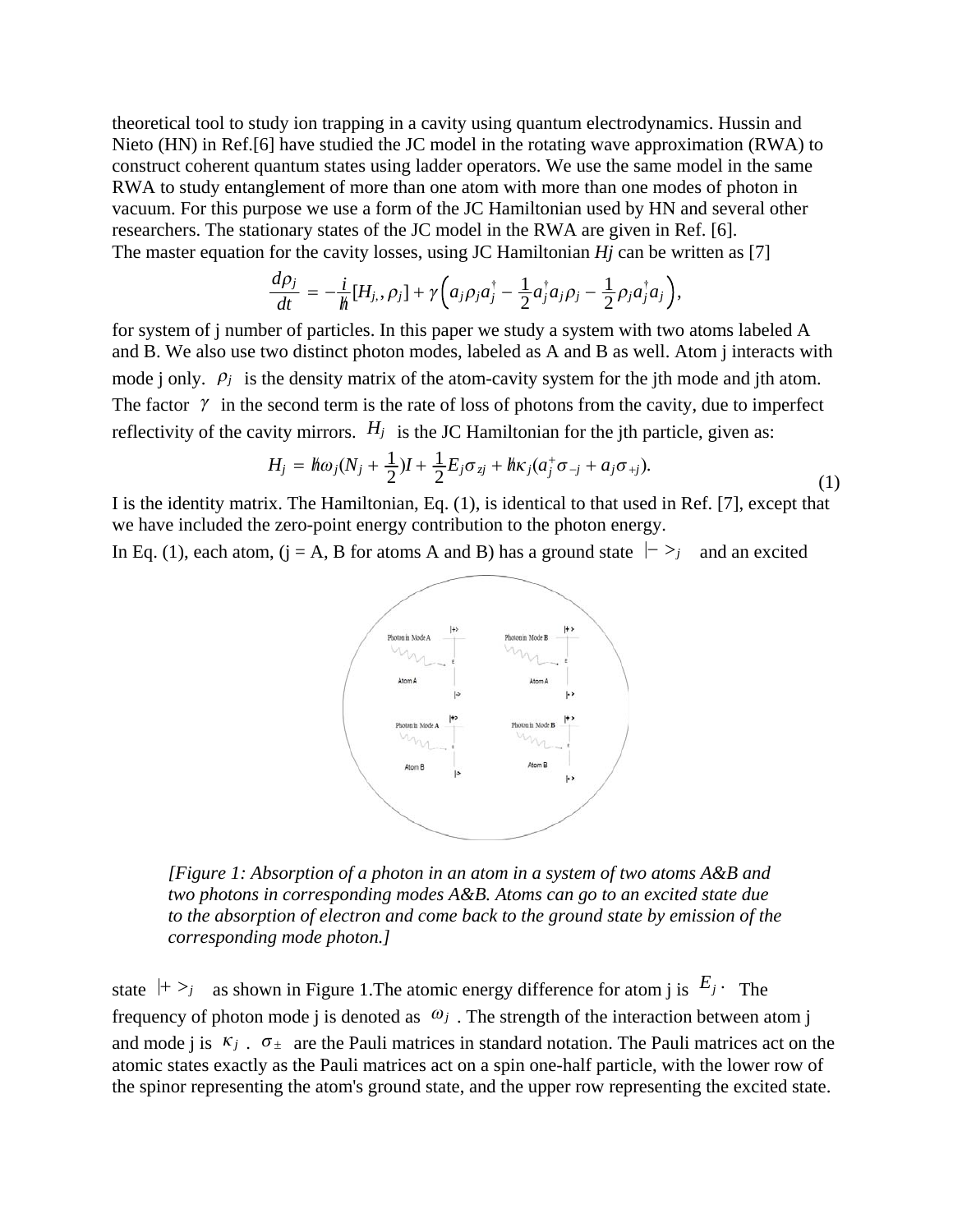theoretical tool to study ion trapping in a cavity using quantum electrodynamics. Hussin and Nieto (HN) in Ref.[6] have studied the JC model in the rotating wave approximation (RWA) to construct coherent quantum states using ladder operators. We use the same model in the same RWA to study entanglement of more than one atom with more than one modes of photon in vacuum. For this purpose we use a form of the JC Hamiltonian used by HN and several other researchers. The stationary states of the JC model in the RWA are given in Ref. [6].
The master equation for the cavity losses, using JC Hamiltonian *Hj* can be written as [7]

$$\frac{d\rho_j}{dt} = -\frac{i}{\hbar}[H_{j,}, \rho_j] + \gamma\left(a_j\rho_j a_j^{\dagger} - \frac{1}{2}a_j^{\dagger}a_j\rho_j - \frac{1}{2}\rho_j a_j^{\dagger}a_j\right),$$

for system of j number of particles. In this paper we study a system with two atoms labeled A and B. We also use two distinct photon modes, labeled as A and B as well. Atom j interacts with mode j only. $\rho_j$ is the density matrix of the atom-cavity system for the jth mode and jth atom. The factor $\gamma$ in the second term is the rate of loss of photons from the cavity, due to imperfect reflectivity of the cavity mirrors. $H_j$ is the JC Hamiltonian for the jth particle, given as:

$$H_j = \hbar\omega_j(N_j + \frac{1}{2})I + \frac{1}{2}E_j\sigma_{zj} + \hbar\kappa_j(a_j^{+}\sigma_{-j} + a_j\sigma_{+j}). \tag{1}$$

I is the identity matrix. The Hamiltonian, Eq. (1), is identical to that used in Ref. [7], except that we have included the zero-point energy contribution to the photon energy.
In Eq. (1), each atom, (j = A, B for atoms A and B) has a ground state $|- >_j$ and an excited

*[Figure 1: Absorption of a photon in an atom in a system of two atoms A&B and two photons in corresponding modes A&B. Atoms can go to an excited state due to the absorption of electron and come back to the ground state by emission of the corresponding mode photon.]*

state $|+ >_j$ as shown in Figure 1.The atomic energy difference for atom j is $E_j$. The frequency of photon mode j is denoted as $\omega_j$. The strength of the interaction between atom j and mode j is $\kappa_j$. $\sigma_{\pm}$ are the Pauli matrices in standard notation. The Pauli matrices act on the atomic states exactly as the Pauli matrices act on a spin one-half particle, with the lower row of the spinor representing the atom's ground state, and the upper row representing the excited state.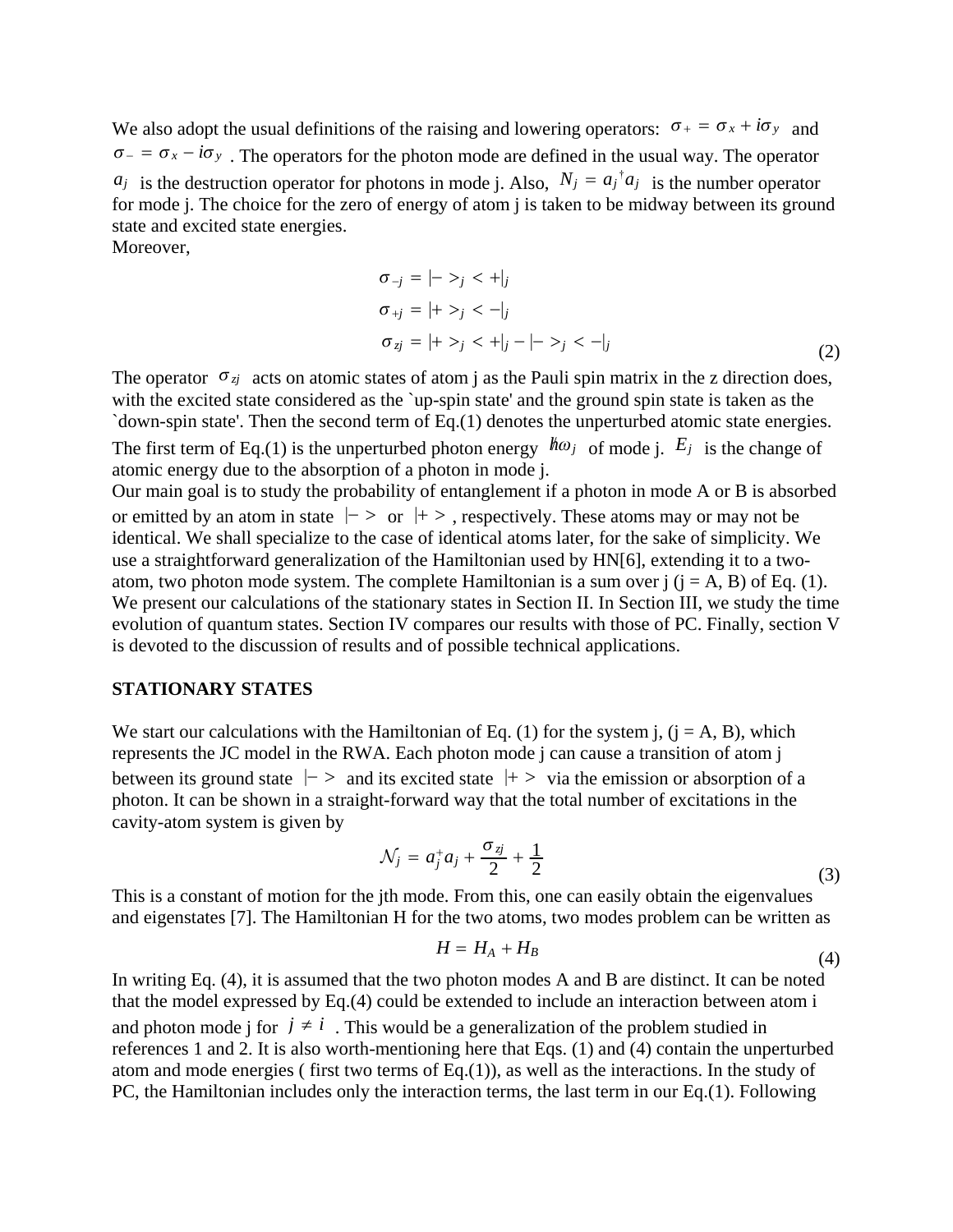We also adopt the usual definitions of the raising and lowering operators: $\sigma_+ = \sigma_x + i\sigma_y$ and $\sigma_- = \sigma_x - i\sigma_y$ . The operators for the photon mode are defined in the usual way. The operator $a_j$ is the destruction operator for photons in mode j. Also, $N_j = a_j{}^\dagger a_j$ is the number operator for mode j. The choice for the zero of energy of atom j is taken to be midway between its ground state and excited state energies.
Moreover,

$$
\begin{aligned}
\sigma_{-j} &= |- >_j < +|_j \\
\sigma_{+j} &= |+ >_j < -|_j \\
\sigma_{zj} &= |+ >_j < +|_j - |- >_j < -|_j
\end{aligned}
\tag{2}
$$

The operator $\sigma_{zj}$ acts on atomic states of atom j as the Pauli spin matrix in the z direction does, with the excited state considered as the `up-spin state' and the ground spin state is taken as the `down-spin state'. Then the second term of Eq.(1) denotes the unperturbed atomic state energies. The first term of Eq.(1) is the unperturbed photon energy $\hbar\omega_j$ of mode j. $E_j$ is the change of atomic energy due to the absorption of a photon in mode j.
Our main goal is to study the probability of entanglement if a photon in mode A or B is absorbed or emitted by an atom in state $|- >$ or $|+ >$ , respectively. These atoms may or may not be identical. We shall specialize to the case of identical atoms later, for the sake of simplicity. We use a straightforward generalization of the Hamiltonian used by HN[6], extending it to a two-atom, two photon mode system. The complete Hamiltonian is a sum over j (j = A, B) of Eq. (1). We present our calculations of the stationary states in Section II. In Section III, we study the time evolution of quantum states. Section IV compares our results with those of PC. Finally, section V is devoted to the discussion of results and of possible technical applications.

## STATIONARY STATES

We start our calculations with the Hamiltonian of Eq. (1) for the system j, (j = A, B), which represents the JC model in the RWA. Each photon mode j can cause a transition of atom j between its ground state $|- >$ and its excited state $|+ >$ via the emission or absorption of a photon. It can be shown in a straight-forward way that the total number of excitations in the cavity-atom system is given by

$$
\mathcal{N}_j = a_j^+ a_j + \frac{\sigma_{zj}}{2} + \frac{1}{2}
\tag{3}
$$

This is a constant of motion for the jth mode. From this, one can easily obtain the eigenvalues and eigenstates [7]. The Hamiltonian H for the two atoms, two modes problem can be written as

$$
H = H_A + H_B
\tag{4}
$$

In writing Eq. (4), it is assumed that the two photon modes A and B are distinct. It can be noted that the model expressed by Eq.(4) could be extended to include an interaction between atom i and photon mode j for $j \neq i$ . This would be a generalization of the problem studied in references 1 and 2. It is also worth-mentioning here that Eqs. (1) and (4) contain the unperturbed atom and mode energies ( first two terms of Eq.(1)), as well as the interactions. In the study of PC, the Hamiltonian includes only the interaction terms, the last term in our Eq.(1). Following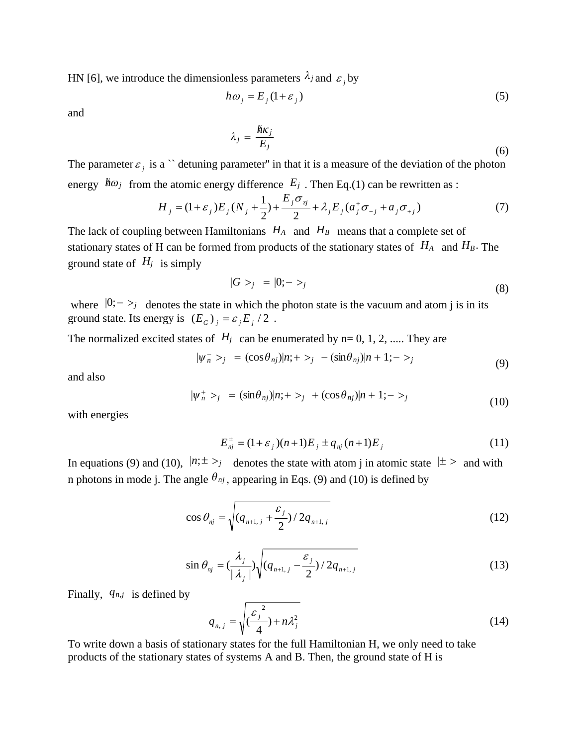HN [6], we introduce the dimensionless parameters $\lambda_j$ and $\varepsilon_j$ by

$$h\omega_j = E_j(1+\varepsilon_j) \tag{5}$$

and

$$\lambda_j = \frac{\hbar\kappa_j}{E_j} \tag{6}$$

The parameter $\varepsilon_j$ is a `` detuning parameter'' in that it is a measure of the deviation of the photon energy $\hbar\omega_j$ from the atomic energy difference $E_j$. Then Eq.(1) can be rewritten as :

$$H_j = (1+\varepsilon_j)E_j(N_j + \frac{1}{2}) + \frac{E_j\sigma_{zj}}{2} + \lambda_j E_j(a_j^+\sigma_{-j} + a_j\sigma_{+j}) \tag{7}$$

The lack of coupling between Hamiltonians $H_A$ and $H_B$ means that a complete set of stationary states of H can be formed from products of the stationary states of $H_A$ and $H_B$. The ground state of $H_j$ is simply

$$|G>_j \ = |0;->_j \tag{8}$$

where $|0;->_j$ denotes the state in which the photon state is the vacuum and atom j is in its ground state. Its energy is $(E_G)_j = \varepsilon_j E_j / 2$ .

The normalized excited states of $H_j$ can be enumerated by n= 0, 1, 2, ..... They are

$$|\psi_n^- >_j \ = (\cos\theta_{nj})|n;+>_j \ - (\sin\theta_{nj})|n+1;->_j \tag{9}$$

and also

$$|\psi_n^+ >_j \ = (\sin\theta_{nj})|n;+>_j \ + (\cos\theta_{nj})|n+1;->_j \tag{10}$$

with energies

$$E_{nj}^{\pm} = (1+\varepsilon_j)(n+1)E_j \pm q_{nj}(n+1)E_j \tag{11}$$

In equations (9) and (10), $|n;\pm>_j$ denotes the state with atom j in atomic state $|\pm>$ and with n photons in mode j. The angle $\theta_{nj}$, appearing in Eqs. (9) and (10) is defined by

$$\cos\theta_{nj} = \sqrt{(q_{n+1,j} + \frac{\varepsilon_j}{2})/2q_{n+1,j}} \tag{12}$$

$$\sin\theta_{nj} = (\frac{\lambda_j}{|\lambda_j|})\sqrt{(q_{n+1,j} - \frac{\varepsilon_j}{2})/2q_{n+1,j}} \tag{13}$$

Finally, $q_{n,j}$ is defined by

$$q_{n,j} = \sqrt{(\frac{\varepsilon_j^{\ 2}}{4}) + n\lambda_j^2} \tag{14}$$

To write down a basis of stationary states for the full Hamiltonian H, we only need to take products of the stationary states of systems A and B. Then, the ground state of H is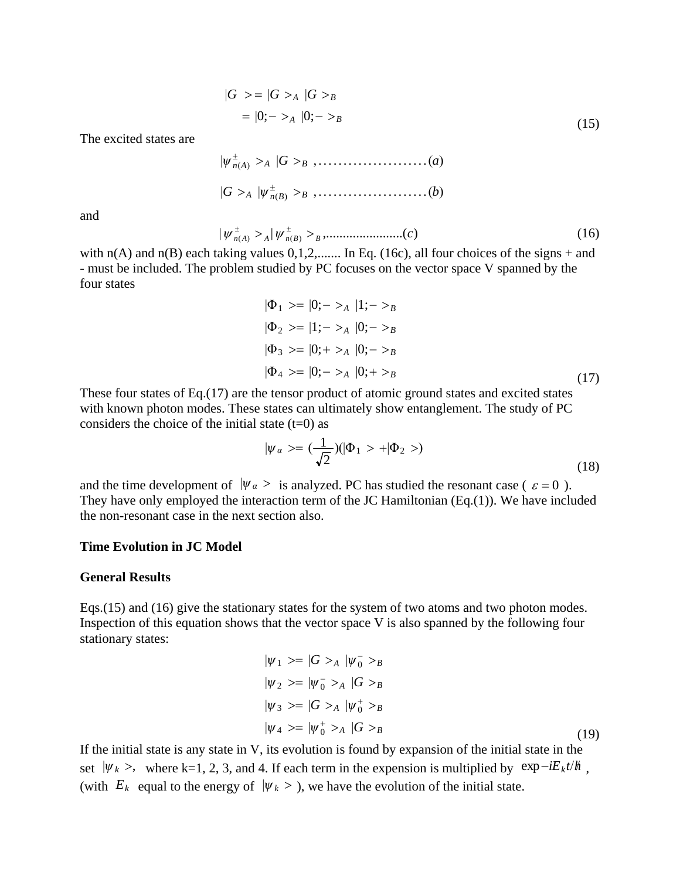$$
\begin{aligned}
|G\ > &= |G\ >_A\ |G\ >_B \\
&= |0;-\ >_A\ |0;-\ >_B
\end{aligned}
\tag{15}
$$

The excited states are

$$
|\psi^{\pm}_{n(A)}\ >_A\ |G\ >_B\ , \ldots\ldots\ldots\ldots\ldots\ldots\ldots (a)
$$

$$
|G\ >_A\ |\psi^{\pm}_{n(B)}\ >_B\ , \ldots\ldots\ldots\ldots\ldots\ldots\ldots (b)
$$

and

$$
|\psi^{\pm}_{n(A)}\ >_A |\psi^{\pm}_{n(B)}\ >_B , \ldots\ldots\ldots\ldots\ldots\ldots\ldots (c) \tag{16}
$$

with n(A) and n(B) each taking values 0,1,2,....... In Eq. (16c), all four choices of the signs + and - must be included. The problem studied by PC focuses on the vector space V spanned by the four states

$$
\begin{aligned}
|\Phi_1\ > &= |0;-\ >_A\ |1;-\ >_B \\
|\Phi_2\ > &= |1;-\ >_A\ |0;-\ >_B \\
|\Phi_3\ > &= |0;+\ >_A\ |0;-\ >_B \\
|\Phi_4\ > &= |0;-\ >_A\ |0;+\ >_B
\end{aligned}
\tag{17}
$$

These four states of Eq.(17) are the tensor product of atomic ground states and excited states with known photon modes. These states can ultimately show entanglement. The study of PC considers the choice of the initial state (t=0) as

$$
|\psi_\alpha\ > = \left(\frac{1}{\sqrt{2}}\right)(|\Phi_1\ > + |\Phi_2\ >) \tag{18}
$$

and the time development of $|\psi_\alpha\ >$ is analyzed. PC has studied the resonant case ( $\varepsilon = 0$ ). They have only employed the interaction term of the JC Hamiltonian (Eq.(1)). We have included the non-resonant case in the next section also.

## Time Evolution in JC Model

### General Results

Eqs.(15) and (16) give the stationary states for the system of two atoms and two photon modes. Inspection of this equation shows that the vector space V is also spanned by the following four stationary states:

$$
\begin{aligned}
|\psi_1\ > &= |G\ >_A\ |\psi^{-}_0\ >_B \\
|\psi_2\ > &= |\psi^{-}_0\ >_A\ |G\ >_B \\
|\psi_3\ > &= |G\ >_A\ |\psi^{+}_0\ >_B \\
|\psi_4\ > &= |\psi^{+}_0\ >_A\ |G\ >_B
\end{aligned}
\tag{19}
$$

If the initial state is any state in V, its evolution is found by expansion of the initial state in the set $|\psi_k\ >,$ where k=1, 2, 3, and 4. If each term in the expension is multiplied by $\exp -iE_k t/\hbar$ , (with $E_k$ equal to the energy of $|\psi_k\ >$ ), we have the evolution of the initial state.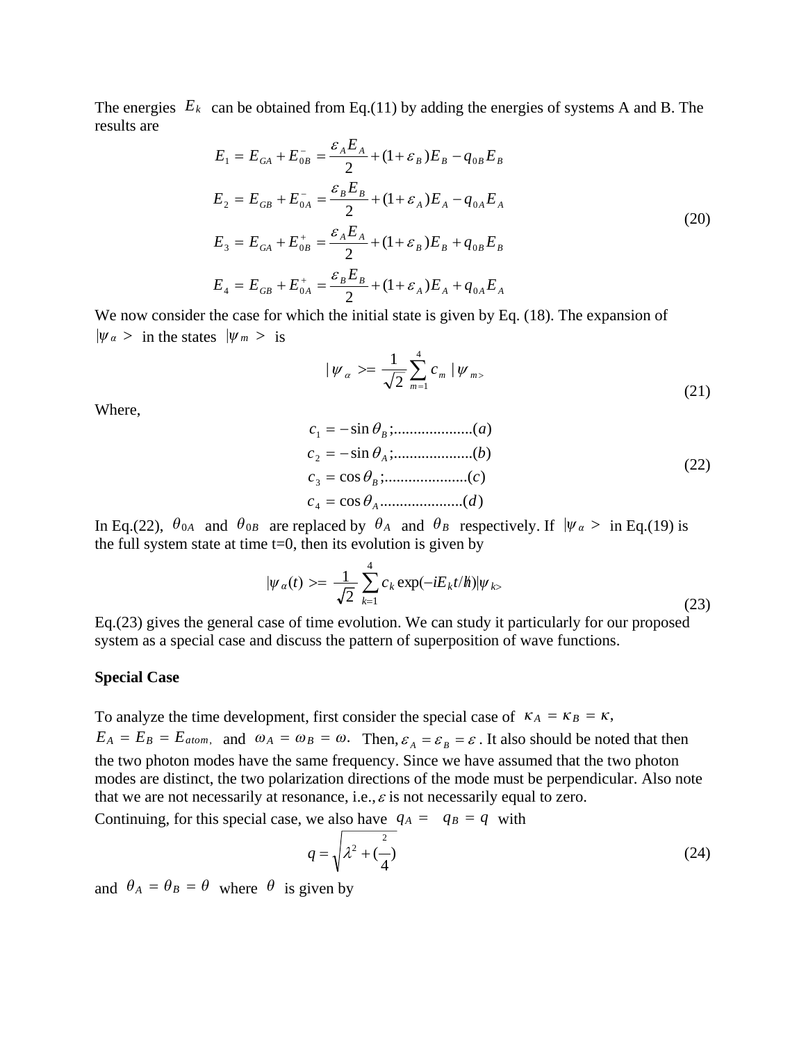The energies $E_k$ can be obtained from Eq.(11) by adding the energies of systems A and B. The results are

$$
\begin{aligned}
E_1 &= E_{GA} + E_{0B}^{-} = \frac{\varepsilon_A E_A}{2} + (1+\varepsilon_B)E_B - q_{0B}E_B \\
E_2 &= E_{GB} + E_{0A}^{-} = \frac{\varepsilon_B E_B}{2} + (1+\varepsilon_A)E_A - q_{0A}E_A \\
E_3 &= E_{GA} + E_{0B}^{+} = \frac{\varepsilon_A E_A}{2} + (1+\varepsilon_B)E_B + q_{0B}E_B \\
E_4 &= E_{GB} + E_{0A}^{+} = \frac{\varepsilon_B E_B}{2} + (1+\varepsilon_A)E_A + q_{0A}E_A
\end{aligned}
\tag{20}
$$

We now consider the case for which the initial state is given by Eq. (18). The expansion of $|\psi_\alpha>$ in the states $|\psi_m>$ is

$$
|\psi_\alpha> = \frac{1}{\sqrt{2}}\sum_{m=1}^{4} c_m\,|\psi_{m>} \tag{21}
$$

Where,

$$
\begin{aligned}
c_1 &= -\sin\theta_B;\ldots\ldots\ldots\ldots\ldots..(a) \\
c_2 &= -\sin\theta_A;\ldots\ldots\ldots\ldots\ldots..(b) \\
c_3 &= \cos\theta_B;\ldots\ldots\ldots\ldots\ldots...(c) \\
c_4 &= \cos\theta_A\ldots\ldots\ldots\ldots\ldots...(d)
\end{aligned}
\tag{22}
$$

In Eq.(22), $\theta_{0A}$ and $\theta_{0B}$ are replaced by $\theta_A$ and $\theta_B$ respectively. If $|\psi_\alpha>$ in Eq.(19) is the full system state at time t=0, then its evolution is given by

$$
|\psi_\alpha(t)> = \frac{1}{\sqrt{2}}\sum_{k=1}^{4} c_k \exp(-iE_k t/\hbar)|\psi_{k>} \tag{23}
$$

Eq.(23) gives the general case of time evolution. We can study it particularly for our proposed system as a special case and discuss the pattern of superposition of wave functions.

**Special Case**

To analyze the time development, first consider the special case of $\kappa_A = \kappa_B = \kappa$, $E_A = E_B = E_{atom}$, and $\omega_A = \omega_B = \omega$. Then, $\varepsilon_A = \varepsilon_B = \varepsilon$. It also should be noted that then the two photon modes have the same frequency. Since we have assumed that the two photon modes are distinct, the two polarization directions of the mode must be perpendicular. Also note that we are not necessarily at resonance, i.e., $\varepsilon$ is not necessarily equal to zero.

Continuing, for this special case, we also have $q_A = q_B = q$ with

$$
q = \sqrt{\lambda^2 + (\frac{\ }{4})^2} \tag{24}
$$

and $\theta_A = \theta_B = \theta$ where $\theta$ is given by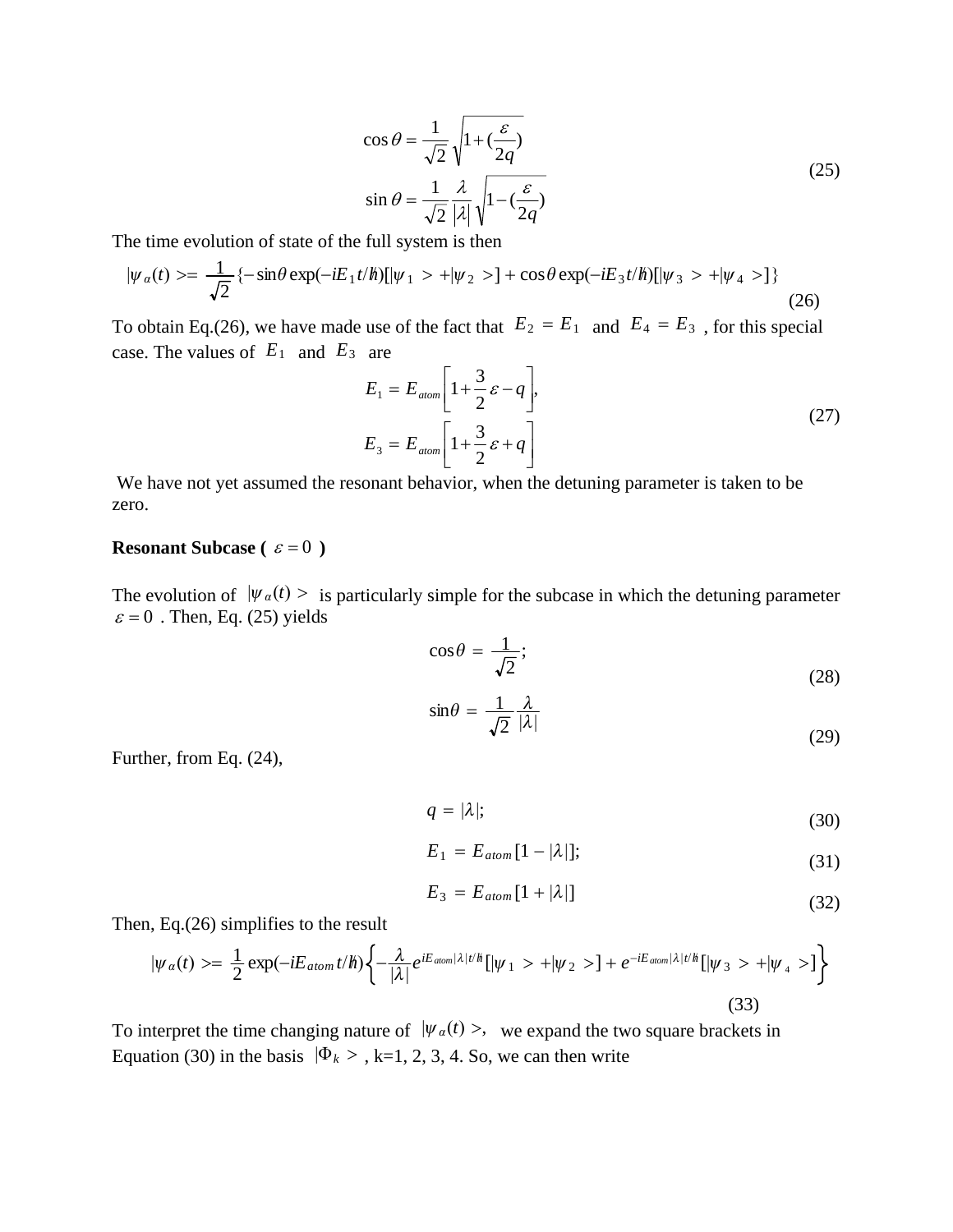$$
\cos\theta = \frac{1}{\sqrt{2}}\sqrt{1+(\frac{\varepsilon}{2q})}
$$

$$
\sin\theta = \frac{1}{\sqrt{2}}\frac{\lambda}{|\lambda|}\sqrt{1-(\frac{\varepsilon}{2q})} \tag{25}
$$

The time evolution of state of the full system is then

$$
|\psi_\alpha(t)>= \frac{1}{\sqrt{2}}\{-\sin\theta\exp(-iE_1 t/\hbar)[|\psi_1>+|\psi_2>]+\cos\theta\exp(-iE_3 t/\hbar)[|\psi_3>+|\psi_4>]\} \tag{26}
$$

To obtain Eq.(26), we have made use of the fact that $E_2 = E_1$ and $E_4 = E_3$, for this special case. The values of $E_1$ and $E_3$ are

$$
E_1 = E_{atom}\left[1+\frac{3}{2}\varepsilon - q\right],
$$

$$
E_3 = E_{atom}\left[1+\frac{3}{2}\varepsilon + q\right] \tag{27}
$$

We have not yet assumed the resonant behavior, when the detuning parameter is taken to be zero.

**Resonant Subcase ( $\varepsilon = 0$ )**

The evolution of $|\psi_\alpha(t)>$ is particularly simple for the subcase in which the detuning parameter $\varepsilon = 0$. Then, Eq. (25) yields

$$
\cos\theta = \frac{1}{\sqrt{2}}; \tag{28}
$$

$$
\sin\theta = \frac{1}{\sqrt{2}}\frac{\lambda}{|\lambda|} \tag{29}
$$

Further, from Eq. (24),

$$
q = |\lambda|; \tag{30}
$$

$$
E_1 = E_{atom}[1-|\lambda|]; \tag{31}
$$

$$
E_3 = E_{atom}[1+|\lambda|] \tag{32}
$$

Then, Eq.(26) simplifies to the result

$$
|\psi_\alpha(t)>= \frac{1}{2}\exp(-iE_{atom}t/\hbar)\left\{-\frac{\lambda}{|\lambda|}e^{iE_{atom}|\lambda|t/\hbar}[|\psi_1>+|\psi_2>]+e^{-iE_{atom}|\lambda|t/\hbar}[|\psi_3>+|\psi_4>]\right\} \tag{33}
$$

To interpret the time changing nature of $|\psi_\alpha(t)>$, we expand the two square brackets in Equation (30) in the basis $|\Phi_k>$, k=1, 2, 3, 4. So, we can then write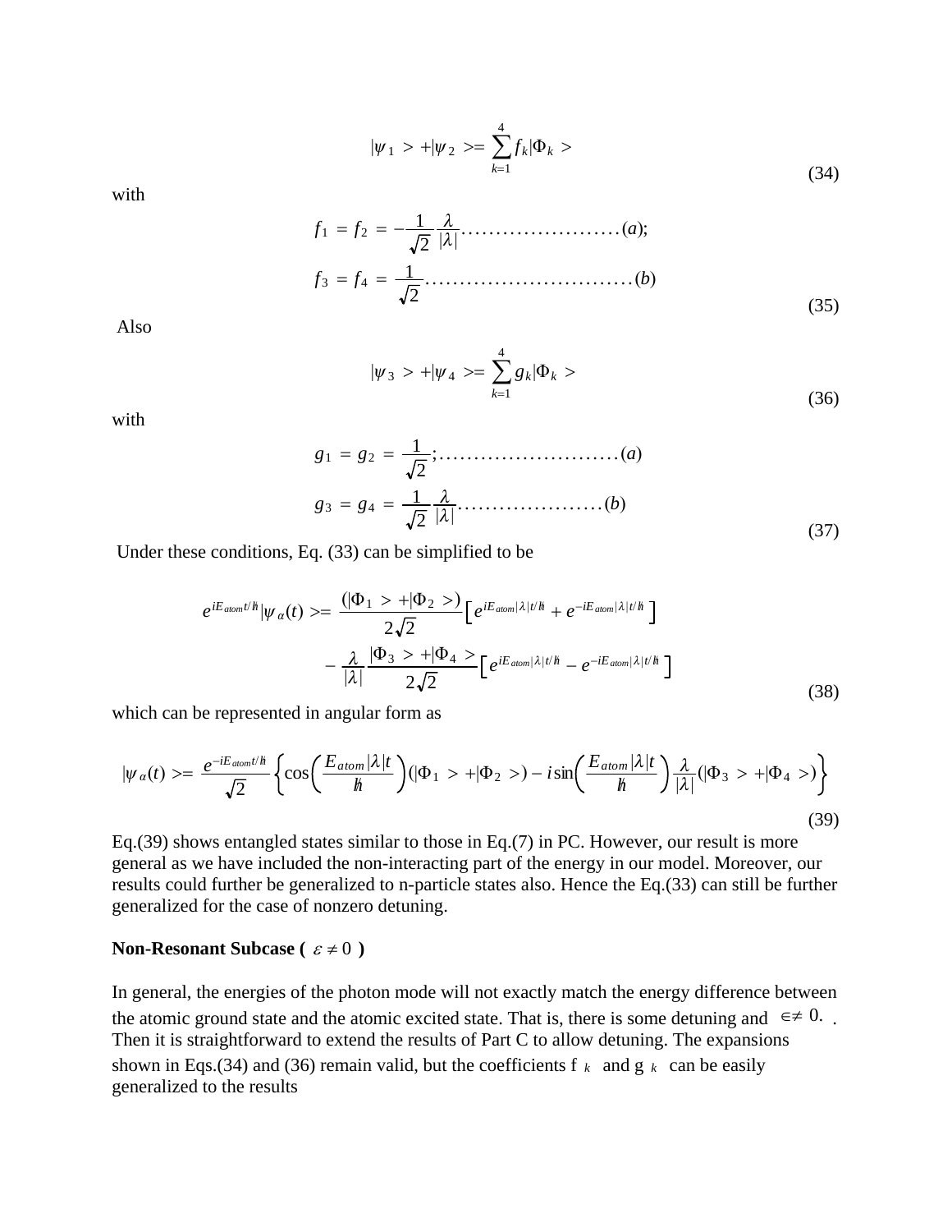$$|\psi_1> + |\psi_2> = \sum_{k=1}^{4} f_k |\Phi_k> \tag{34}$$

with

$$\begin{aligned} f_1 &= f_2 = -\frac{1}{\sqrt{2}}\frac{\lambda}{|\lambda|}\ldots\ldots\ldots\ldots\ldots\ldots\ldots(a); \\ f_3 &= f_4 = \frac{1}{\sqrt{2}}\ldots\ldots\ldots\ldots\ldots\ldots\ldots\ldots\ldots\ldots(b) \end{aligned} \tag{35}$$

Also

$$|\psi_3> + |\psi_4> = \sum_{k=1}^{4} g_k |\Phi_k> \tag{36}$$

with

$$\begin{aligned} g_1 &= g_2 = \frac{1}{\sqrt{2}};\ldots\ldots\ldots\ldots\ldots\ldots\ldots\ldots(a) \\ g_3 &= g_4 = \frac{1}{\sqrt{2}}\frac{\lambda}{|\lambda|}\ldots\ldots\ldots\ldots\ldots\ldots(b) \end{aligned} \tag{37}$$

Under these conditions, Eq. (33) can be simplified to be

$$\begin{aligned} e^{iE_{atom}t/\hbar}|\psi_\alpha(t)> = {} & \frac{(|\Phi_1> + |\Phi_2>)}{2\sqrt{2}}\left[e^{iE_{atom}|\lambda|t/\hbar} + e^{-iE_{atom}|\lambda|t/\hbar}\right] \\ & - \frac{\lambda}{|\lambda|}\frac{|\Phi_3> + |\Phi_4>}{2\sqrt{2}}\left[e^{iE_{atom}|\lambda|t/\hbar} - e^{-iE_{atom}|\lambda|t/\hbar}\right] \end{aligned} \tag{38}$$

which can be represented in angular form as

$$|\psi_\alpha(t)> = \frac{e^{-iE_{atom}t/\hbar}}{\sqrt{2}}\left\{\cos\left(\frac{E_{atom}|\lambda|t}{\hbar}\right)(|\Phi_1> + |\Phi_2>) - i\sin\left(\frac{E_{atom}|\lambda|t}{\hbar}\right)\frac{\lambda}{|\lambda|}(|\Phi_3> + |\Phi_4>)\right\} \tag{39}$$

Eq.(39) shows entangled states similar to those in Eq.(7) in PC. However, our result is more general as we have included the non-interacting part of the energy in our model. Moreover, our results could further be generalized to n-particle states also. Hence the Eq.(33) can still be further generalized for the case of nonzero detuning.

**Non-Resonant Subcase ( $\varepsilon \neq 0$ )**

In general, the energies of the photon mode will not exactly match the energy difference between the atomic ground state and the atomic excited state. That is, there is some detuning and $\in \neq 0.$ . Then it is straightforward to extend the results of Part C to allow detuning. The expansions shown in Eqs.(34) and (36) remain valid, but the coefficients $f_k$ and $g_k$ can be easily generalized to the results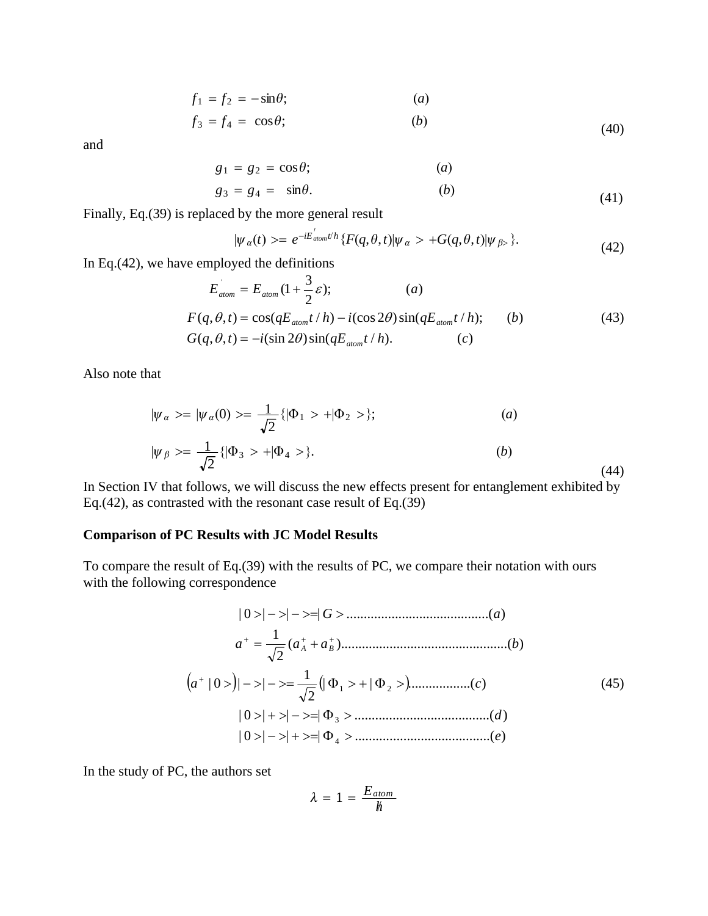$$
\begin{aligned}
f_1 &= f_2 = -\sin\theta; \qquad (a)\\
f_3 &= f_4 = \cos\theta; \qquad (b)
\end{aligned}
\tag{40}
$$

and

$$
\begin{aligned}
g_1 &= g_2 = \cos\theta; \qquad (a)\\
g_3 &= g_4 = \sin\theta. \qquad (b)
\end{aligned}
\tag{41}
$$

Finally, Eq.(39) is replaced by the more general result

$$
|\psi_\alpha(t)> = e^{-iE'_{atom}t/h}\{F(q,\theta,t)|\psi_\alpha> + G(q,\theta,t)|\psi_{\beta>}\}. \tag{42}
$$

In Eq.(42), we have employed the definitions

$$
\begin{aligned}
E'_{atom} &= E_{atom}(1+\frac{3}{2}\varepsilon); \qquad (a)\\
F(q,\theta,t) &= \cos(qE_{atom}t/h) - i(\cos 2\theta)\sin(qE_{atom}t/h); \qquad (b)\\
G(q,\theta,t) &= -i(\sin 2\theta)\sin(qE_{atom}t/h). \qquad (c)
\end{aligned}
\tag{43}
$$

Also note that

$$
\begin{aligned}
|\psi_\alpha> &= |\psi_\alpha(0)> = \frac{1}{\sqrt{2}}\{|\Phi_1> + |\Phi_2>\}; \qquad (a)\\
|\psi_\beta> &= \frac{1}{\sqrt{2}}\{|\Phi_3> + |\Phi_4>\}. \qquad (b)
\end{aligned}
\tag{44}
$$

In Section IV that follows, we will discuss the new effects present for entanglement exhibited by Eq.(42), as contrasted with the resonant case result of Eq.(39)

**Comparison of PC Results with JC Model Results**

To compare the result of Eq.(39) with the results of PC, we compare their notation with ours with the following correspondence

$$
\begin{aligned}
|0>|->|-> &= |G> \ldots\ldots (a)\\
a^+ &= \frac{1}{\sqrt{2}}(a_A^+ + a_B^+) \ldots\ldots (b)\\
\left(a^+|0>\right)|->|-> &= \frac{1}{\sqrt{2}}\left(|\Phi_1> + |\Phi_2>\right) \ldots\ldots (c)\\
|0>|+>|-> &= |\Phi_3> \ldots\ldots (d)\\
|0>|->|+> &= |\Phi_4> \ldots\ldots (e)
\end{aligned}
\tag{45}
$$

In the study of PC, the authors set

$$
\lambda = 1 = \frac{E_{atom}}{\hbar}
$$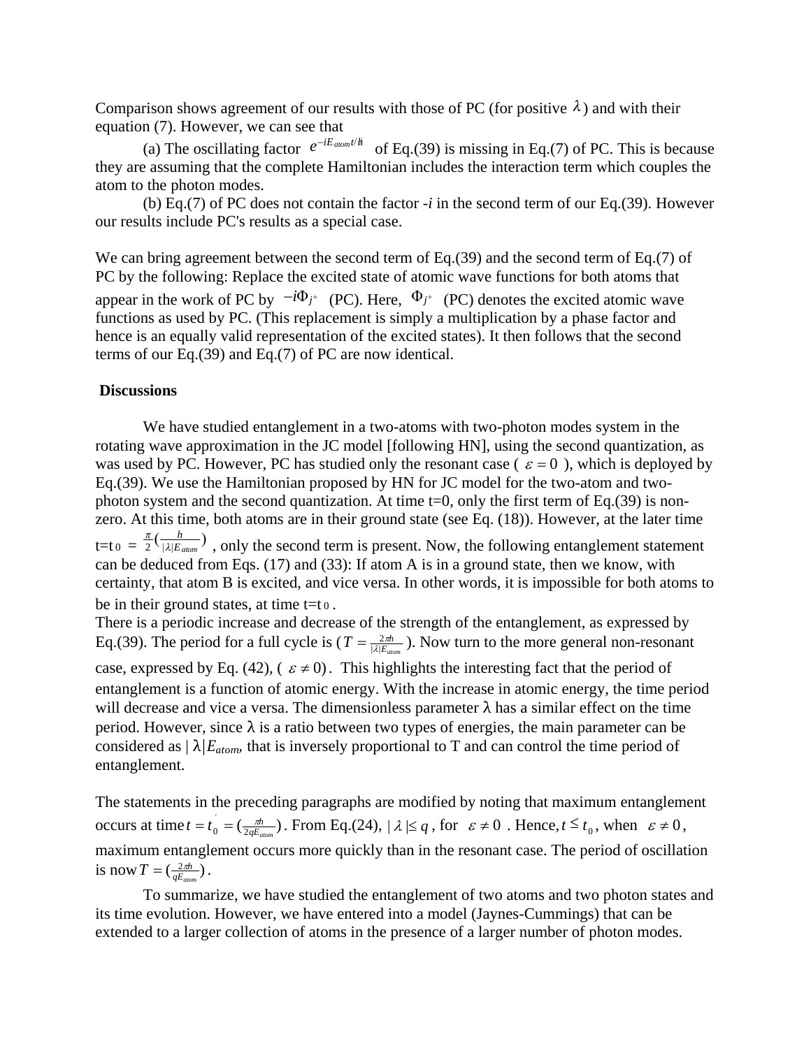Comparison shows agreement of our results with those of PC (for positive $\lambda$) and with their equation (7). However, we can see that

(a) The oscillating factor $e^{-iE_{atom}t/\hbar}$ of Eq.(39) is missing in Eq.(7) of PC. This is because they are assuming that the complete Hamiltonian includes the interaction term which couples the atom to the photon modes.

(b) Eq.(7) of PC does not contain the factor *-i* in the second term of our Eq.(39). However our results include PC's results as a special case.

We can bring agreement between the second term of Eq.(39) and the second term of Eq.(7) of PC by the following: Replace the excited state of atomic wave functions for both atoms that appear in the work of PC by $-i\Phi_{j^+}$ (PC). Here, $\Phi_{j^+}$ (PC) denotes the excited atomic wave functions as used by PC. (This replacement is simply a multiplication by a phase factor and hence is an equally valid representation of the excited states). It then follows that the second terms of our Eq.(39) and Eq.(7) of PC are now identical.

**Discussions**

We have studied entanglement in a two-atoms with two-photon modes system in the rotating wave approximation in the JC model [following HN], using the second quantization, as was used by PC. However, PC has studied only the resonant case ( $\varepsilon = 0$ ), which is deployed by Eq.(39). We use the Hamiltonian proposed by HN for JC model for the two-atom and two-photon system and the second quantization. At time t=0, only the first term of Eq.(39) is non-zero. At this time, both atoms are in their ground state (see Eq. (18)). However, at the later time $t=t_0 = \frac{\pi}{2}\left(\frac{h}{|\lambda| E_{atom}}\right)$ , only the second term is present. Now, the following entanglement statement can be deduced from Eqs. (17) and (33): If atom A is in a ground state, then we know, with certainty, that atom B is excited, and vice versa. In other words, it is impossible for both atoms to be in their ground states, at time $t=t_0$ .

There is a periodic increase and decrease of the strength of the entanglement, as expressed by Eq.(39). The period for a full cycle is ($T = \frac{2\pi\hbar}{|\lambda| E_{atom}}$ ). Now turn to the more general non-resonant case, expressed by Eq. (42), ( $\varepsilon \neq 0$). This highlights the interesting fact that the period of entanglement is a function of atomic energy. With the increase in atomic energy, the time period will decrease and vice a versa. The dimensionless parameter λ has a similar effect on the time period. However, since λ is a ratio between two types of energies, the main parameter can be considered as $|\lambda| E_{atom}$, that is inversely proportional to T and can control the time period of entanglement.

The statements in the preceding paragraphs are modified by noting that maximum entanglement occurs at time $t = t_0' = \left(\frac{\pi\hbar}{2qE_{atom}}\right)$. From Eq.(24), $|\lambda| \leq q$ , for $\varepsilon \neq 0$ . Hence, $t \leq t_0$, when $\varepsilon \neq 0$, maximum entanglement occurs more quickly than in the resonant case. The period of oscillation is now $T = \left(\frac{2\pi\hbar}{qE_{atom}}\right)$.

To summarize, we have studied the entanglement of two atoms and two photon states and its time evolution. However, we have entered into a model (Jaynes-Cummings) that can be extended to a larger collection of atoms in the presence of a larger number of photon modes.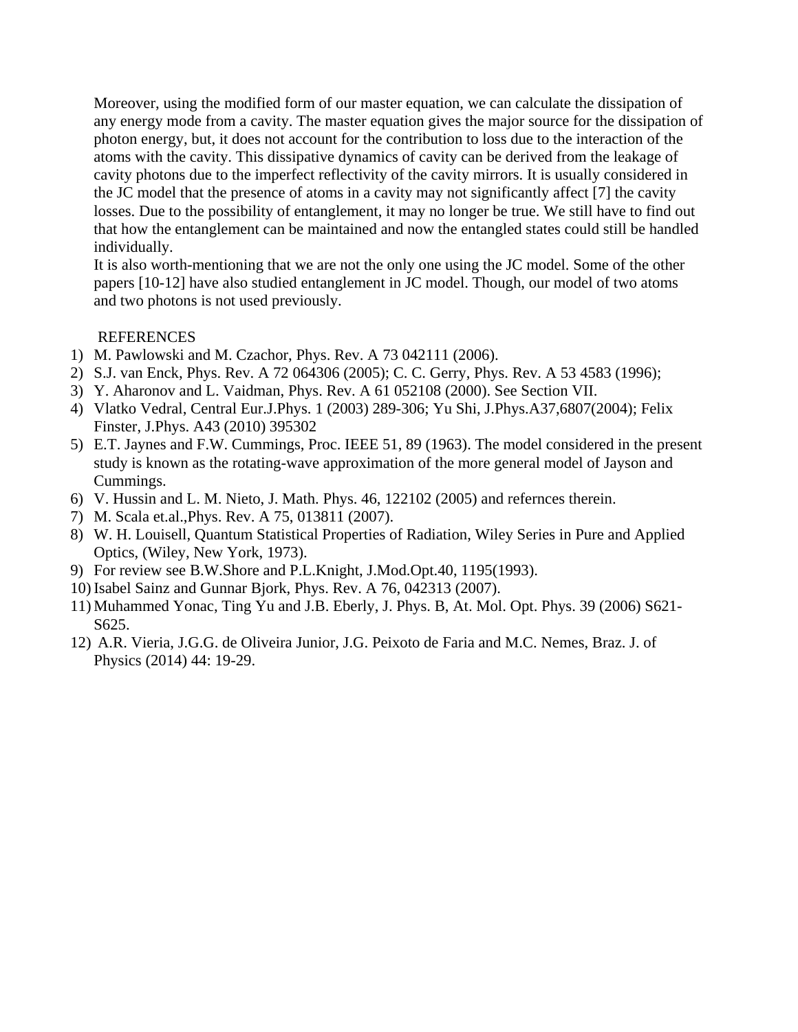Moreover, using the modified form of our master equation, we can calculate the dissipation of any energy mode from a cavity. The master equation gives the major source for the dissipation of photon energy, but, it does not account for the contribution to loss due to the interaction of the atoms with the cavity. This dissipative dynamics of cavity can be derived from the leakage of cavity photons due to the imperfect reflectivity of the cavity mirrors. It is usually considered in the JC model that the presence of atoms in a cavity may not significantly affect [7] the cavity losses. Due to the possibility of entanglement, it may no longer be true. We still have to find out that how the entanglement can be maintained and now the entangled states could still be handled individually.

It is also worth-mentioning that we are not the only one using the JC model. Some of the other papers [10-12] have also studied entanglement in JC model. Though, our model of two atoms and two photons is not used previously.

REFERENCES

1) M. Pawlowski and M. Czachor, Phys. Rev. A 73 042111 (2006).
2) S.J. van Enck, Phys. Rev. A 72 064306 (2005); C. C. Gerry, Phys. Rev. A 53 4583 (1996);
3) Y. Aharonov and L. Vaidman, Phys. Rev. A 61 052108 (2000). See Section VII.
4) Vlatko Vedral, Central Eur.J.Phys. 1 (2003) 289-306; Yu Shi, J.Phys.A37,6807(2004); Felix Finster, J.Phys. A43 (2010) 395302
5) E.T. Jaynes and F.W. Cummings, Proc. IEEE 51, 89 (1963). The model considered in the present study is known as the rotating-wave approximation of the more general model of Jayson and Cummings.
6) V. Hussin and L. M. Nieto, J. Math. Phys. 46, 122102 (2005) and refernces therein.
7) M. Scala et.al.,Phys. Rev. A 75, 013811 (2007).
8) W. H. Louisell, Quantum Statistical Properties of Radiation, Wiley Series in Pure and Applied Optics, (Wiley, New York, 1973).
9) For review see B.W.Shore and P.L.Knight, J.Mod.Opt.40, 1195(1993).
10) Isabel Sainz and Gunnar Bjork, Phys. Rev. A 76, 042313 (2007).
11) Muhammed Yonac, Ting Yu and J.B. Eberly, J. Phys. B, At. Mol. Opt. Phys. 39 (2006) S621-S625.
12) A.R. Vieria, J.G.G. de Oliveira Junior, J.G. Peixoto de Faria and M.C. Nemes, Braz. J. of Physics (2014) 44: 19-29.